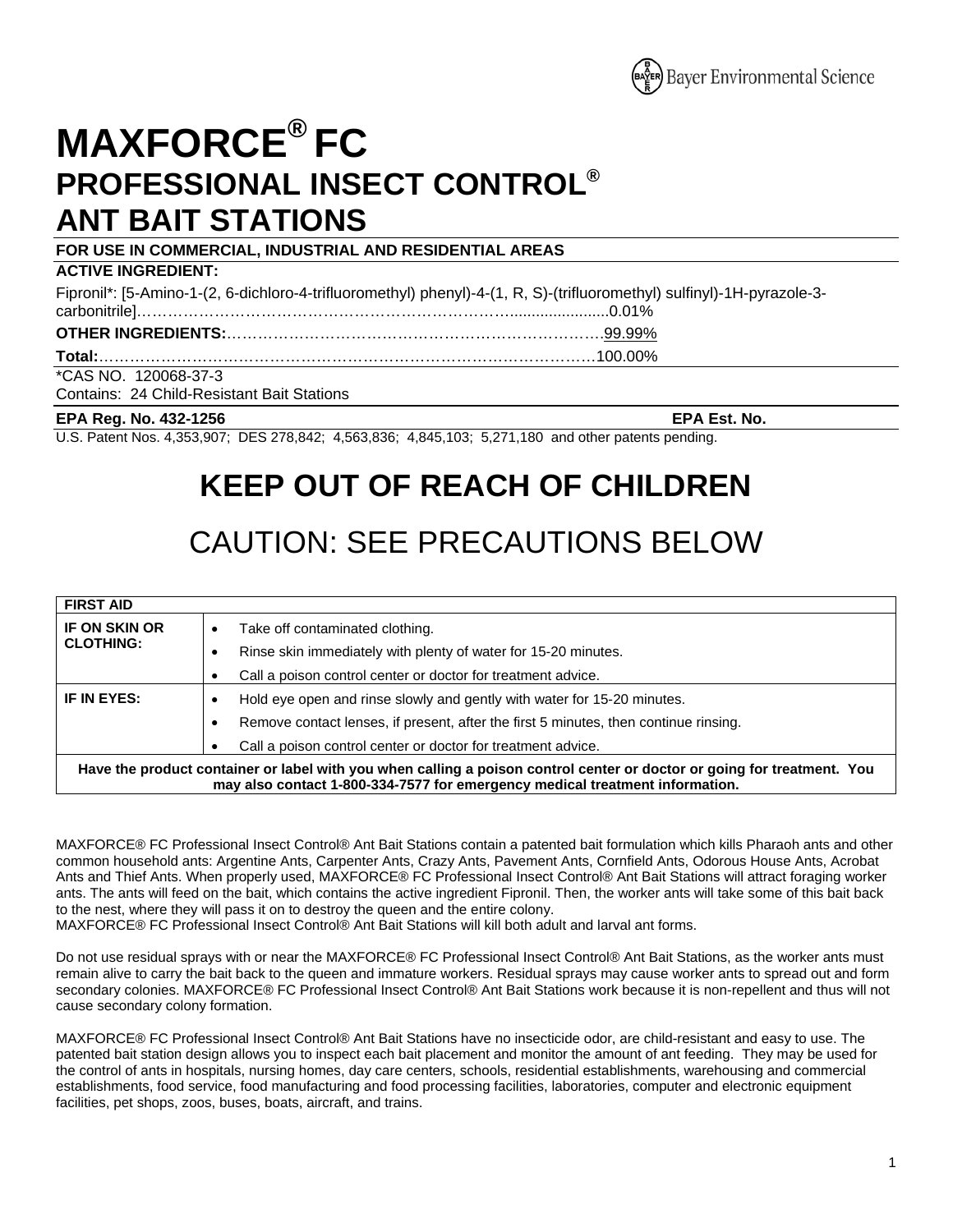Bayer Environmental Science

# MAXFORCE® FC
# PROFESSIONAL INSECT CONTROL®
# ANT BAIT STATIONS

**FOR USE IN COMMERCIAL, INDUSTRIAL AND RESIDENTIAL AREAS**

**ACTIVE INGREDIENT:**

Fipronil*: [5-Amino-1-(2, 6-dichloro-4-trifluoromethyl) phenyl)-4-(1, R, S)-(trifluoromethyl) sulfinyl)-1H-pyrazole-3-carbonitrile]……………………………………………………………………......................0.01%

**OTHER INGREDIENTS:**………………………………………………………………….99.99%

**Total:**………………………………………………………………………………………100.00%

*CAS NO. 120068-37-3

Contains: 24 Child-Resistant Bait Stations

**EPA Reg. No. 432-1256** **EPA Est. No.**

U.S. Patent Nos. 4,353,907; DES 278,842; 4,563,836; 4,845,103; 5,271,180 and other patents pending.

## KEEP OUT OF REACH OF CHILDREN

## CAUTION: SEE PRECAUTIONS BELOW

| **FIRST AID** | |
|---|---|
| **IF ON SKIN OR CLOTHING:** | • Take off contaminated clothing.<br>• Rinse skin immediately with plenty of water for 15-20 minutes.<br>• Call a poison control center or doctor for treatment advice. |
| **IF IN EYES:** | • Hold eye open and rinse slowly and gently with water for 15-20 minutes.<br>• Remove contact lenses, if present, after the first 5 minutes, then continue rinsing.<br>• Call a poison control center or doctor for treatment advice. |
| **Have the product container or label with you when calling a poison control center or doctor or going for treatment. You may also contact 1-800-334-7577 for emergency medical treatment information.** | |

MAXFORCE® FC Professional Insect Control® Ant Bait Stations contain a patented bait formulation which kills Pharaoh ants and other common household ants: Argentine Ants, Carpenter Ants, Crazy Ants, Pavement Ants, Cornfield Ants, Odorous House Ants, Acrobat Ants and Thief Ants. When properly used, MAXFORCE® FC Professional Insect Control® Ant Bait Stations will attract foraging worker ants. The ants will feed on the bait, which contains the active ingredient Fipronil. Then, the worker ants will take some of this bait back to the nest, where they will pass it on to destroy the queen and the entire colony.
MAXFORCE® FC Professional Insect Control® Ant Bait Stations will kill both adult and larval ant forms.

Do not use residual sprays with or near the MAXFORCE® FC Professional Insect Control® Ant Bait Stations, as the worker ants must remain alive to carry the bait back to the queen and immature workers. Residual sprays may cause worker ants to spread out and form secondary colonies. MAXFORCE® FC Professional Insect Control® Ant Bait Stations work because it is non-repellent and thus will not cause secondary colony formation.

MAXFORCE® FC Professional Insect Control® Ant Bait Stations have no insecticide odor, are child-resistant and easy to use. The patented bait station design allows you to inspect each bait placement and monitor the amount of ant feeding. They may be used for the control of ants in hospitals, nursing homes, day care centers, schools, residential establishments, warehousing and commercial establishments, food service, food manufacturing and food processing facilities, laboratories, computer and electronic equipment facilities, pet shops, zoos, buses, boats, aircraft, and trains.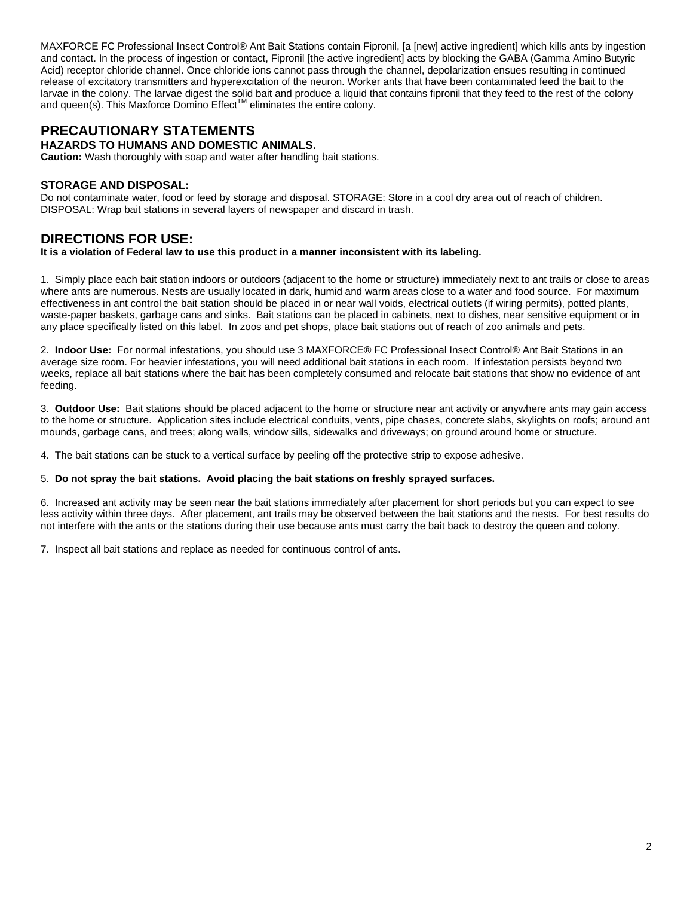MAXFORCE FC Professional Insect Control® Ant Bait Stations contain Fipronil, [a [new] active ingredient] which kills ants by ingestion and contact. In the process of ingestion or contact, Fipronil [the active ingredient] acts by blocking the GABA (Gamma Amino Butyric Acid) receptor chloride channel. Once chloride ions cannot pass through the channel, depolarization ensues resulting in continued release of excitatory transmitters and hyperexcitation of the neuron. Worker ants that have been contaminated feed the bait to the larvae in the colony. The larvae digest the solid bait and produce a liquid that contains fipronil that they feed to the rest of the colony and queen(s). This Maxforce Domino Effect™ eliminates the entire colony.

## PRECAUTIONARY STATEMENTS

### HAZARDS TO HUMANS AND DOMESTIC ANIMALS.

**Caution:** Wash thoroughly with soap and water after handling bait stations.

### STORAGE AND DISPOSAL:

Do not contaminate water, food or feed by storage and disposal. STORAGE: Store in a cool dry area out of reach of children. DISPOSAL: Wrap bait stations in several layers of newspaper and discard in trash.

## DIRECTIONS FOR USE:

**It is a violation of Federal law to use this product in a manner inconsistent with its labeling.**

1. Simply place each bait station indoors or outdoors (adjacent to the home or structure) immediately next to ant trails or close to areas where ants are numerous. Nests are usually located in dark, humid and warm areas close to a water and food source. For maximum effectiveness in ant control the bait station should be placed in or near wall voids, electrical outlets (if wiring permits), potted plants, waste-paper baskets, garbage cans and sinks. Bait stations can be placed in cabinets, next to dishes, near sensitive equipment or in any place specifically listed on this label. In zoos and pet shops, place bait stations out of reach of zoo animals and pets.

2. **Indoor Use:** For normal infestations, you should use 3 MAXFORCE® FC Professional Insect Control® Ant Bait Stations in an average size room. For heavier infestations, you will need additional bait stations in each room. If infestation persists beyond two weeks, replace all bait stations where the bait has been completely consumed and relocate bait stations that show no evidence of ant feeding.

3. **Outdoor Use:** Bait stations should be placed adjacent to the home or structure near ant activity or anywhere ants may gain access to the home or structure. Application sites include electrical conduits, vents, pipe chases, concrete slabs, skylights on roofs; around ant mounds, garbage cans, and trees; along walls, window sills, sidewalks and driveways; on ground around home or structure.

4. The bait stations can be stuck to a vertical surface by peeling off the protective strip to expose adhesive.

5. **Do not spray the bait stations. Avoid placing the bait stations on freshly sprayed surfaces.**

6. Increased ant activity may be seen near the bait stations immediately after placement for short periods but you can expect to see less activity within three days. After placement, ant trails may be observed between the bait stations and the nests. For best results do not interfere with the ants or the stations during their use because ants must carry the bait back to destroy the queen and colony.

7. Inspect all bait stations and replace as needed for continuous control of ants.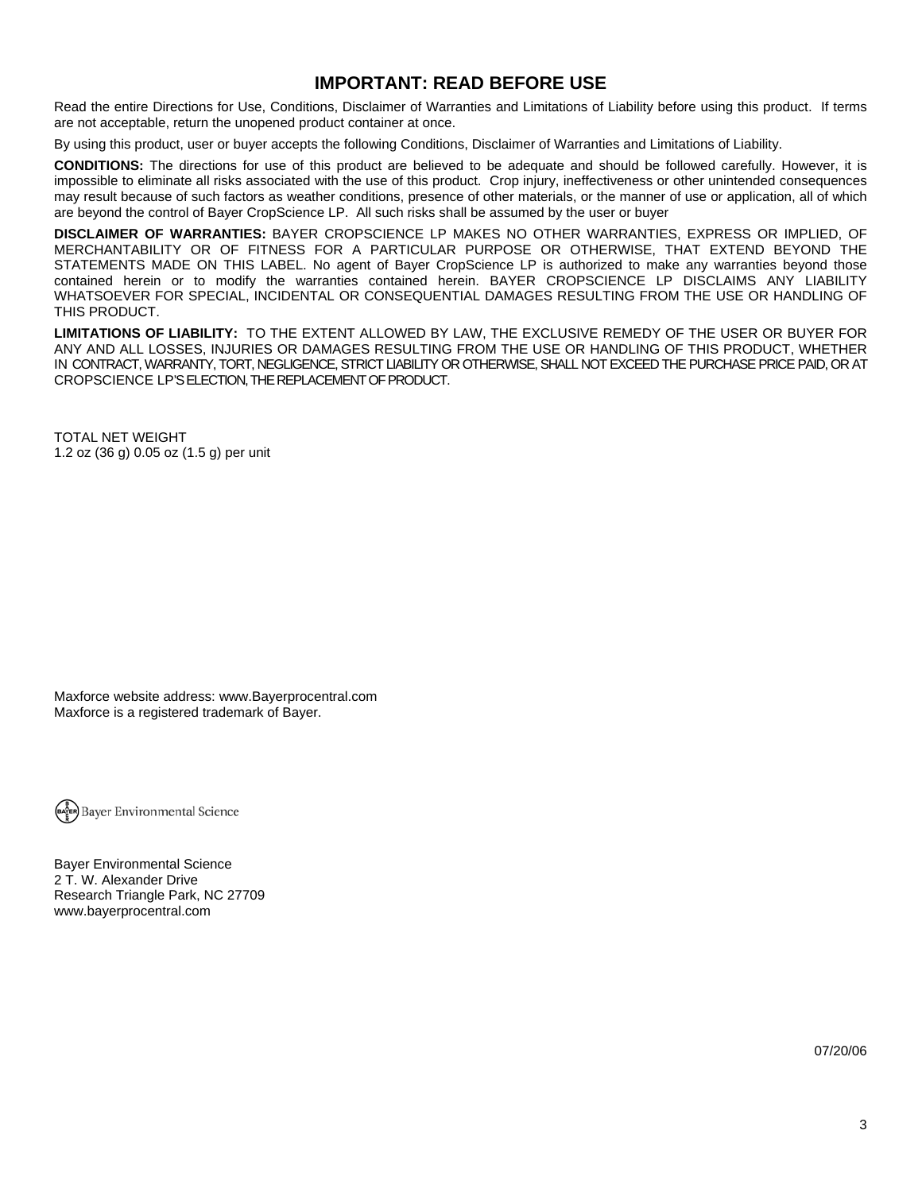## IMPORTANT: READ BEFORE USE

Read the entire Directions for Use, Conditions, Disclaimer of Warranties and Limitations of Liability before using this product. If terms are not acceptable, return the unopened product container at once.

By using this product, user or buyer accepts the following Conditions, Disclaimer of Warranties and Limitations of Liability.

**CONDITIONS:** The directions for use of this product are believed to be adequate and should be followed carefully. However, it is impossible to eliminate all risks associated with the use of this product. Crop injury, ineffectiveness or other unintended consequences may result because of such factors as weather conditions, presence of other materials, or the manner of use or application, all of which are beyond the control of Bayer CropScience LP. All such risks shall be assumed by the user or buyer

**DISCLAIMER OF WARRANTIES:** BAYER CROPSCIENCE LP MAKES NO OTHER WARRANTIES, EXPRESS OR IMPLIED, OF MERCHANTABILITY OR OF FITNESS FOR A PARTICULAR PURPOSE OR OTHERWISE, THAT EXTEND BEYOND THE STATEMENTS MADE ON THIS LABEL. No agent of Bayer CropScience LP is authorized to make any warranties beyond those contained herein or to modify the warranties contained herein. BAYER CROPSCIENCE LP DISCLAIMS ANY LIABILITY WHATSOEVER FOR SPECIAL, INCIDENTAL OR CONSEQUENTIAL DAMAGES RESULTING FROM THE USE OR HANDLING OF THIS PRODUCT.

**LIMITATIONS OF LIABILITY:** TO THE EXTENT ALLOWED BY LAW, THE EXCLUSIVE REMEDY OF THE USER OR BUYER FOR ANY AND ALL LOSSES, INJURIES OR DAMAGES RESULTING FROM THE USE OR HANDLING OF THIS PRODUCT, WHETHER IN CONTRACT, WARRANTY, TORT, NEGLIGENCE, STRICT LIABILITY OR OTHERWISE, SHALL NOT EXCEED THE PURCHASE PRICE PAID, OR AT CROPSCIENCE LP'S ELECTION, THE REPLACEMENT OF PRODUCT.

TOTAL NET WEIGHT
1.2 oz (36 g) 0.05 oz (1.5 g) per unit

Maxforce website address: www.Bayerprocentral.com
Maxforce is a registered trademark of Bayer.

Bayer Environmental Science

Bayer Environmental Science
2 T. W. Alexander Drive
Research Triangle Park, NC 27709
www.bayerprocentral.com

07/20/06